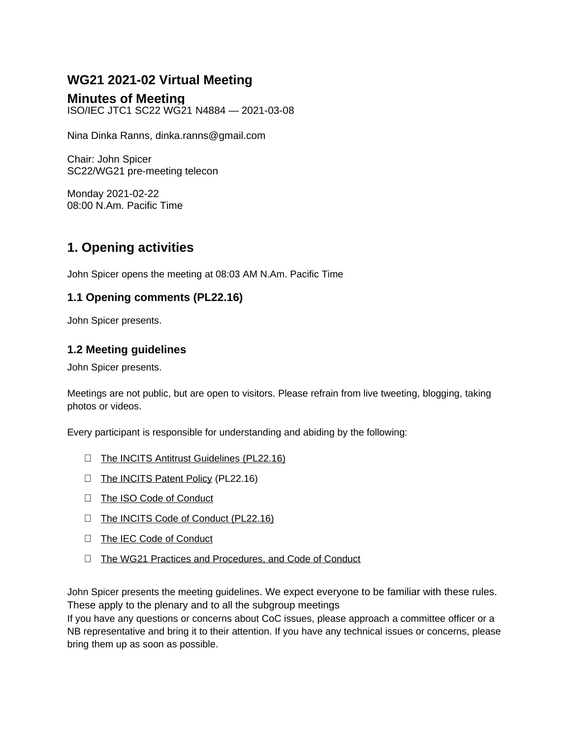# WG21 2021-02 Virtual Meeting

# Minutes of Meeting

ISO/IEC JTC1 SC22 WG21 N4884 — 2021-03-08

Nina Dinka Ranns, dinka.ranns@gmail.com

Chair: John Spicer
SC22/WG21 pre-meeting telecon

Monday 2021-02-22
08:00 N.Am. Pacific Time

## 1. Opening activities

John Spicer opens the meeting at 08:03 AM N.Am. Pacific Time

### 1.1 Opening comments (PL22.16)

John Spicer presents.

### 1.2 Meeting guidelines

John Spicer presents.

Meetings are not public, but are open to visitors. Please refrain from live tweeting, blogging, taking photos or videos.

Every participant is responsible for understanding and abiding by the following:

- The INCITS Antitrust Guidelines (PL22.16)
- The INCITS Patent Policy (PL22.16)
- The ISO Code of Conduct
- The INCITS Code of Conduct (PL22.16)
- The IEC Code of Conduct
- The WG21 Practices and Procedures, and Code of Conduct

John Spicer presents the meeting guidelines. We expect everyone to be familiar with these rules. These apply to the plenary and to all the subgroup meetings
If you have any questions or concerns about CoC issues, please approach a committee officer or a NB representative and bring it to their attention. If you have any technical issues or concerns, please bring them up as soon as possible.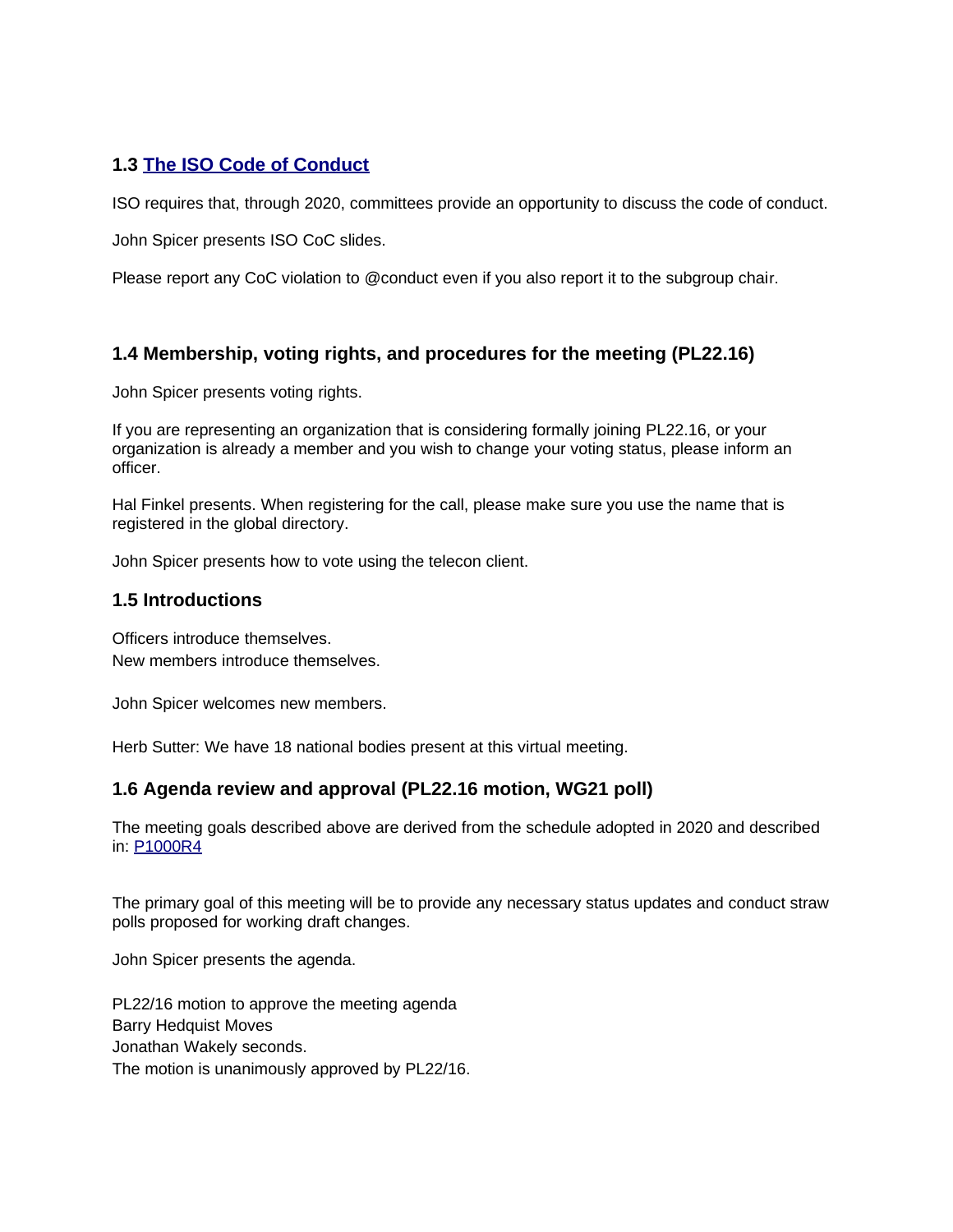### 1.3 [The ISO Code of Conduct]

ISO requires that, through 2020, committees provide an opportunity to discuss the code of conduct.

John Spicer presents ISO CoC slides.

Please report any CoC violation to @conduct even if you also report it to the subgroup chair.

### 1.4 Membership, voting rights, and procedures for the meeting (PL22.16)

John Spicer presents voting rights.

If you are representing an organization that is considering formally joining PL22.16, or your organization is already a member and you wish to change your voting status, please inform an officer.

Hal Finkel presents. When registering for the call, please make sure you use the name that is registered in the global directory.

John Spicer presents how to vote using the telecon client.

### 1.5 Introductions

Officers introduce themselves.
New members introduce themselves.

John Spicer welcomes new members.

Herb Sutter: We have 18 national bodies present at this virtual meeting.

### 1.6 Agenda review and approval (PL22.16 motion, WG21 poll)

The meeting goals described above are derived from the schedule adopted in 2020 and described in: [P1000R4]

The primary goal of this meeting will be to provide any necessary status updates and conduct straw polls proposed for working draft changes.

John Spicer presents the agenda.

PL22/16 motion to approve the meeting agenda
Barry Hedquist Moves
Jonathan Wakely seconds.
The motion is unanimously approved by PL22/16.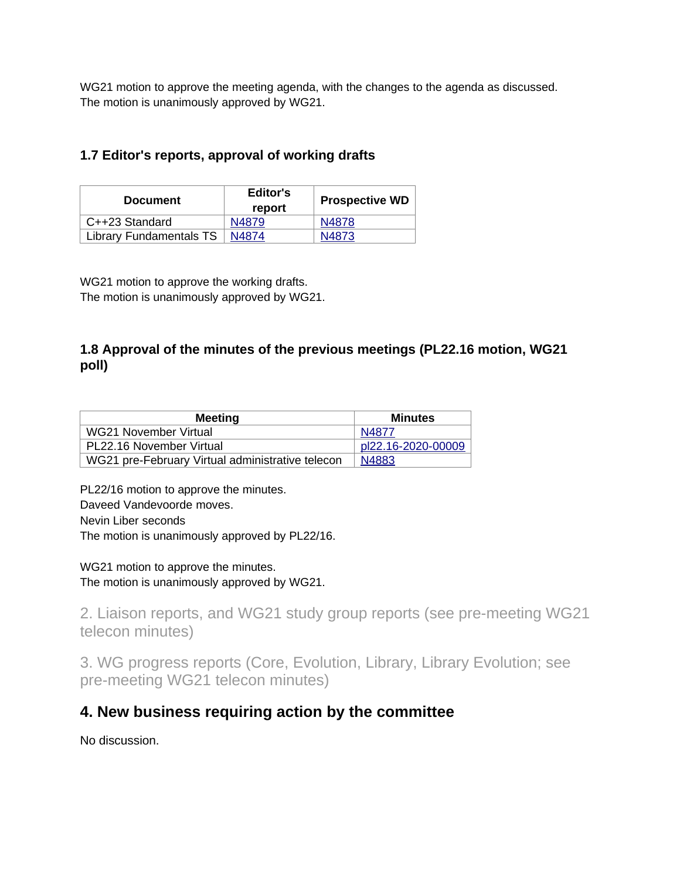WG21 motion to approve the meeting agenda, with the changes to the agenda as discussed.
The motion is unanimously approved by WG21.

### 1.7 Editor's reports, approval of working drafts

| Document | Editor's report | Prospective WD |
| --- | --- | --- |
| C++23 Standard | N4879 | N4878 |
| Library Fundamentals TS | N4874 | N4873 |

WG21 motion to approve the working drafts.
The motion is unanimously approved by WG21.

### 1.8 Approval of the minutes of the previous meetings (PL22.16 motion, WG21 poll)

| Meeting | Minutes |
| --- | --- |
| WG21 November Virtual | N4877 |
| PL22.16 November Virtual | pl22.16-2020-00009 |
| WG21 pre-February Virtual administrative telecon | N4883 |

PL22/16 motion to approve the minutes.
Daveed Vandevoorde moves.
Nevin Liber seconds
The motion is unanimously approved by PL22/16.

WG21 motion to approve the minutes.
The motion is unanimously approved by WG21.

## 2. Liaison reports, and WG21 study group reports (see pre-meeting WG21 telecon minutes)

## 3. WG progress reports (Core, Evolution, Library, Library Evolution; see pre-meeting WG21 telecon minutes)

## 4. New business requiring action by the committee

No discussion.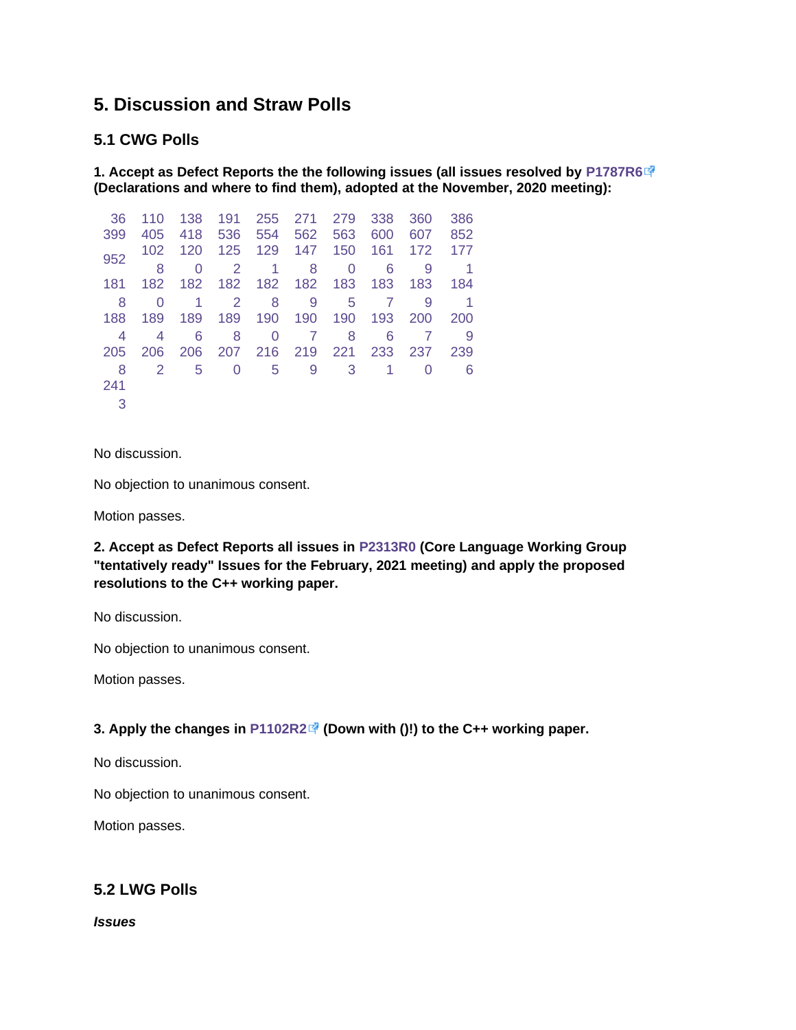## 5. Discussion and Straw Polls

### 5.1 CWG Polls

**1. Accept as Defect Reports the the following issues (all issues resolved by P1787R6 (Declarations and where to find them), adopted at the November, 2020 meeting):**

| | | | | | | | | | |
|---|---|---|---|---|---|---|---|---|---|
| 36 | 110 | 138 | 191 | 255 | 271 | 279 | 338 | 360 | 386 |
| 399 | 405 | 418 | 536 | 554 | 562 | 563 | 600 | 607 | 852 |
| 952 | 1028 | 1200 | 1252 | 1291 | 1478 | 1500 | 1616 | 1729 | 1771 |
| 1818 | 1820 | 1821 | 1822 | 1828 | 1829 | 1835 | 1837 | 1839 | 1841 |
| 1884 | 1894 | 1896 | 1898 | 1900 | 1907 | 1908 | 1936 | 2007 | 2009 |
| 2058 | 2062 | 2065 | 2070 | 2165 | 2199 | 2213 | 2331 | 2370 | 2396 |
| 2413 | | | | | | | | | |

No discussion.

No objection to unanimous consent.

Motion passes.

**2. Accept as Defect Reports all issues in P2313R0 (Core Language Working Group "tentatively ready" Issues for the February, 2021 meeting) and apply the proposed resolutions to the C++ working paper.**

No discussion.

No objection to unanimous consent.

Motion passes.

**3. Apply the changes in P1102R2 (Down with ()!) to the C++ working paper.**

No discussion.

No objection to unanimous consent.

Motion passes.

### 5.2 LWG Polls

***Issues***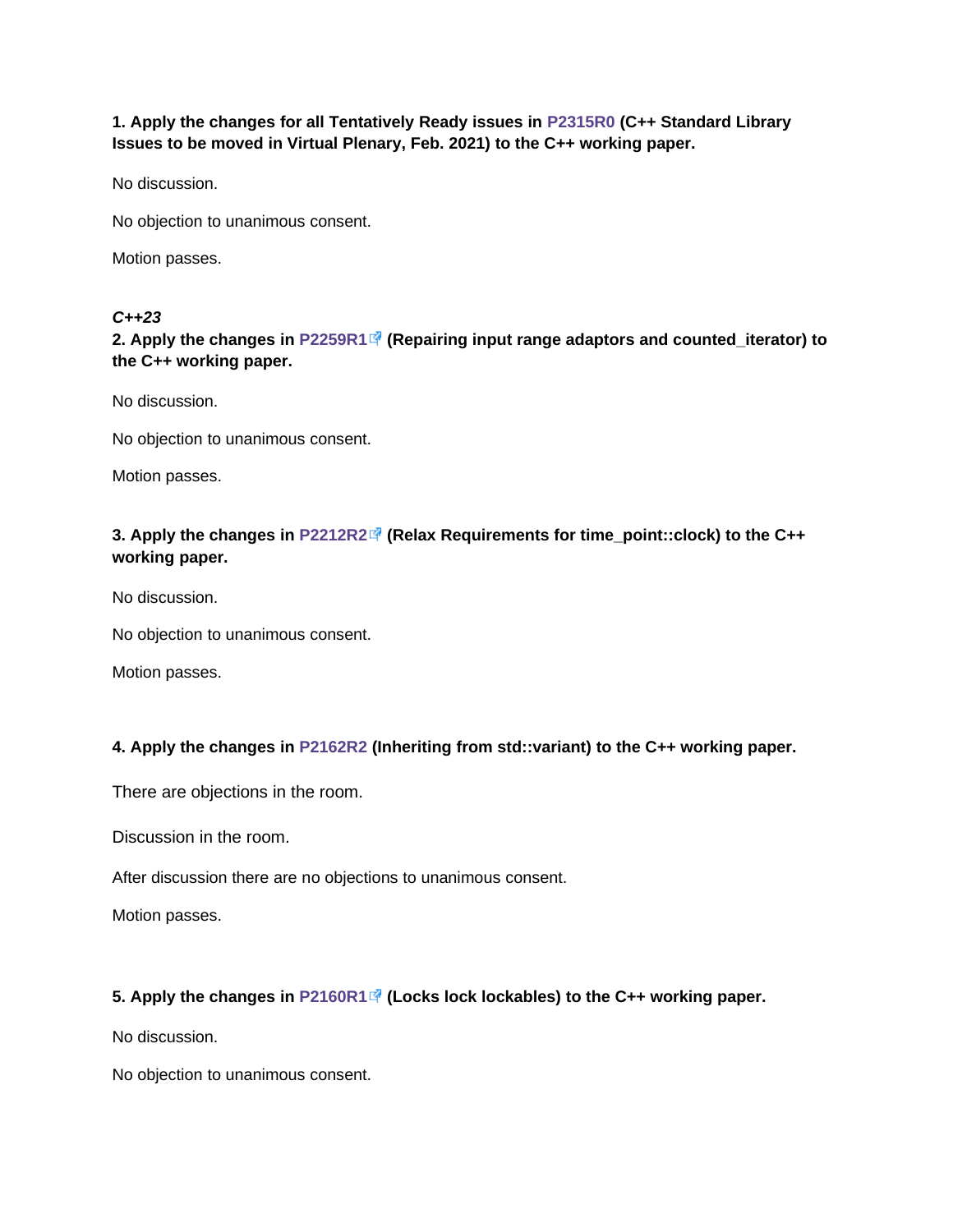**1. Apply the changes for all Tentatively Ready issues in P2315R0 (C++ Standard Library Issues to be moved in Virtual Plenary, Feb. 2021) to the C++ working paper.**

No discussion.

No objection to unanimous consent.

Motion passes.

***C++23***

**2. Apply the changes in P2259R1 (Repairing input range adaptors and counted_iterator) to the C++ working paper.**

No discussion.

No objection to unanimous consent.

Motion passes.

**3. Apply the changes in P2212R2 (Relax Requirements for time_point::clock) to the C++ working paper.**

No discussion.

No objection to unanimous consent.

Motion passes.

**4. Apply the changes in P2162R2 (Inheriting from std::variant) to the C++ working paper.**

There are objections in the room.

Discussion in the room.

After discussion there are no objections to unanimous consent.

Motion passes.

**5. Apply the changes in P2160R1 (Locks lock lockables) to the C++ working paper.**

No discussion.

No objection to unanimous consent.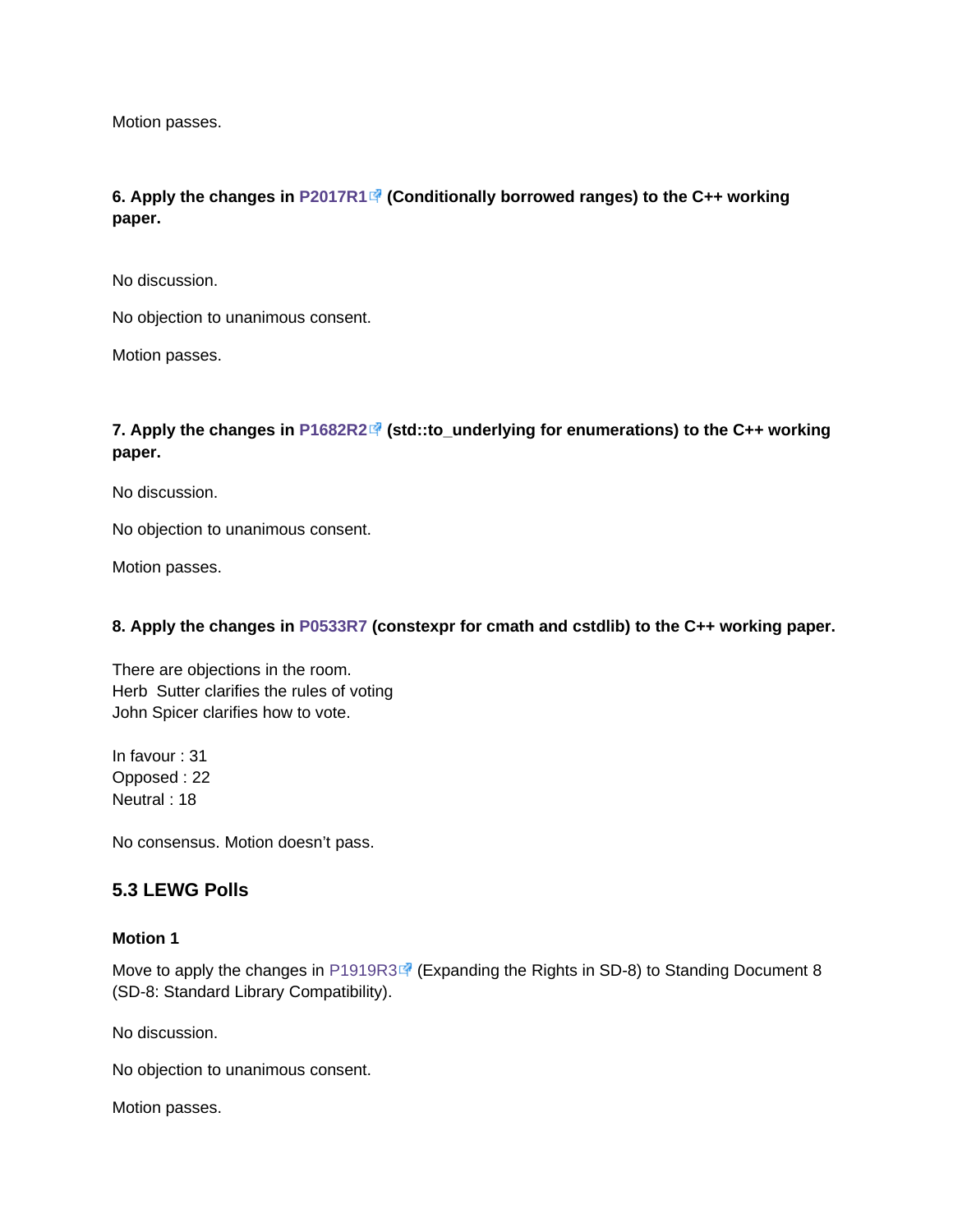Motion passes.

**6. Apply the changes in P2017R1 (Conditionally borrowed ranges) to the C++ working paper.**

No discussion.

No objection to unanimous consent.

Motion passes.

**7. Apply the changes in P1682R2 (std::to_underlying for enumerations) to the C++ working paper.**

No discussion.

No objection to unanimous consent.

Motion passes.

**8. Apply the changes in P0533R7 (constexpr for cmath and cstdlib) to the C++ working paper.**

There are objections in the room.
Herb Sutter clarifies the rules of voting
John Spicer clarifies how to vote.

In favour : 31
Opposed : 22
Neutral : 18

No consensus. Motion doesn't pass.

### 5.3 LEWG Polls

**Motion 1**

Move to apply the changes in P1919R3 (Expanding the Rights in SD-8) to Standing Document 8 (SD-8: Standard Library Compatibility).

No discussion.

No objection to unanimous consent.

Motion passes.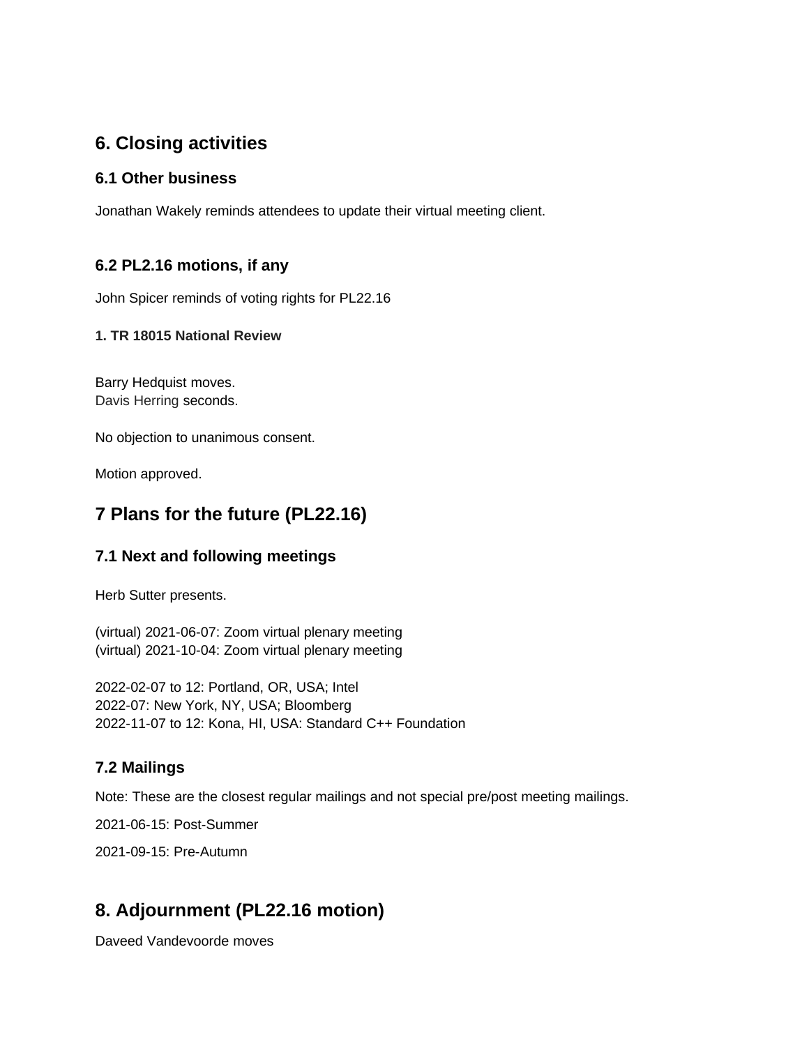## 6. Closing activities

### 6.1 Other business

Jonathan Wakely reminds attendees to update their virtual meeting client.

### 6.2 PL2.16 motions, if any

John Spicer reminds of voting rights for PL22.16

#### 1. TR 18015 National Review

Barry Hedquist moves.
Davis Herring seconds.

No objection to unanimous consent.

Motion approved.

## 7 Plans for the future (PL22.16)

### 7.1 Next and following meetings

Herb Sutter presents.

(virtual) 2021-06-07: Zoom virtual plenary meeting
(virtual) 2021-10-04: Zoom virtual plenary meeting

2022-02-07 to 12: Portland, OR, USA; Intel
2022-07: New York, NY, USA; Bloomberg
2022-11-07 to 12: Kona, HI, USA: Standard C++ Foundation

### 7.2 Mailings

Note: These are the closest regular mailings and not special pre/post meeting mailings.

2021-06-15: Post-Summer

2021-09-15: Pre-Autumn

## 8. Adjournment (PL22.16 motion)

Daveed Vandevoorde moves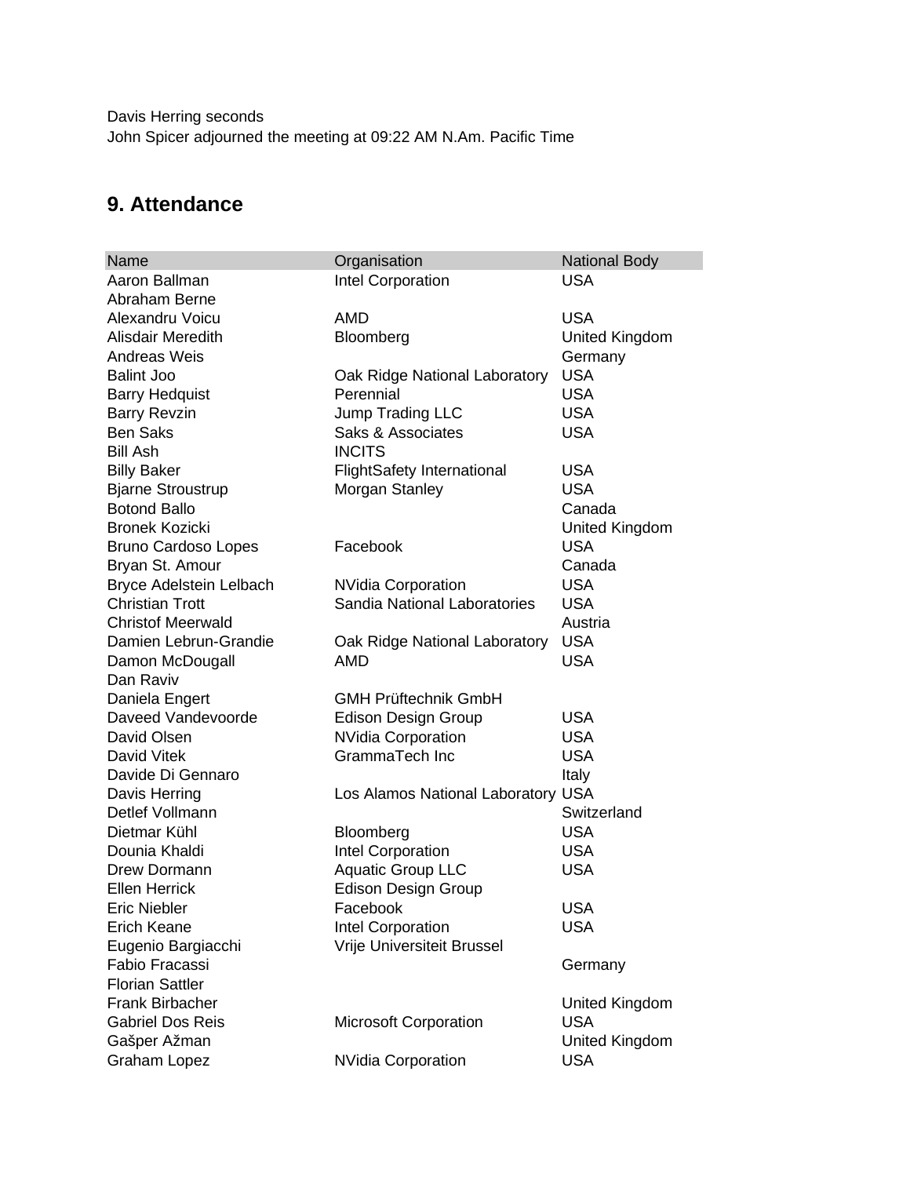Davis Herring seconds
John Spicer adjourned the meeting at 09:22 AM N.Am. Pacific Time

## 9. Attendance

| Name | Organisation | National Body |
|---|---|---|
| Aaron Ballman | Intel Corporation | USA |
| Abraham Berne | | |
| Alexandru Voicu | AMD | USA |
| Alisdair Meredith | Bloomberg | United Kingdom |
| Andreas Weis | | Germany |
| Balint Joo | Oak Ridge National Laboratory | USA |
| Barry Hedquist | Perennial | USA |
| Barry Revzin | Jump Trading LLC | USA |
| Ben Saks | Saks & Associates | USA |
| Bill Ash | INCITS | |
| Billy Baker | FlightSafety International | USA |
| Bjarne Stroustrup | Morgan Stanley | USA |
| Botond Ballo | | Canada |
| Bronek Kozicki | | United Kingdom |
| Bruno Cardoso Lopes | Facebook | USA |
| Bryan St. Amour | | Canada |
| Bryce Adelstein Lelbach | NVidia Corporation | USA |
| Christian Trott | Sandia National Laboratories | USA |
| Christof Meerwald | | Austria |
| Damien Lebrun-Grandie | Oak Ridge National Laboratory | USA |
| Damon McDougall | AMD | USA |
| Dan Raviv | | |
| Daniela Engert | GMH Prüftechnik GmbH | |
| Daveed Vandevoorde | Edison Design Group | USA |
| David Olsen | NVidia Corporation | USA |
| David Vitek | GrammaTech Inc | USA |
| Davide Di Gennaro | | Italy |
| Davis Herring | Los Alamos National Laboratory | USA |
| Detlef Vollmann | | Switzerland |
| Dietmar Kühl | Bloomberg | USA |
| Dounia Khaldi | Intel Corporation | USA |
| Drew Dormann | Aquatic Group LLC | USA |
| Ellen Herrick | Edison Design Group | |
| Eric Niebler | Facebook | USA |
| Erich Keane | Intel Corporation | USA |
| Eugenio Bargiacchi | Vrije Universiteit Brussel | |
| Fabio Fracassi | | Germany |
| Florian Sattler | | |
| Frank Birbacher | | United Kingdom |
| Gabriel Dos Reis | Microsoft Corporation | USA |
| Gašper Ažman | | United Kingdom |
| Graham Lopez | NVidia Corporation | USA |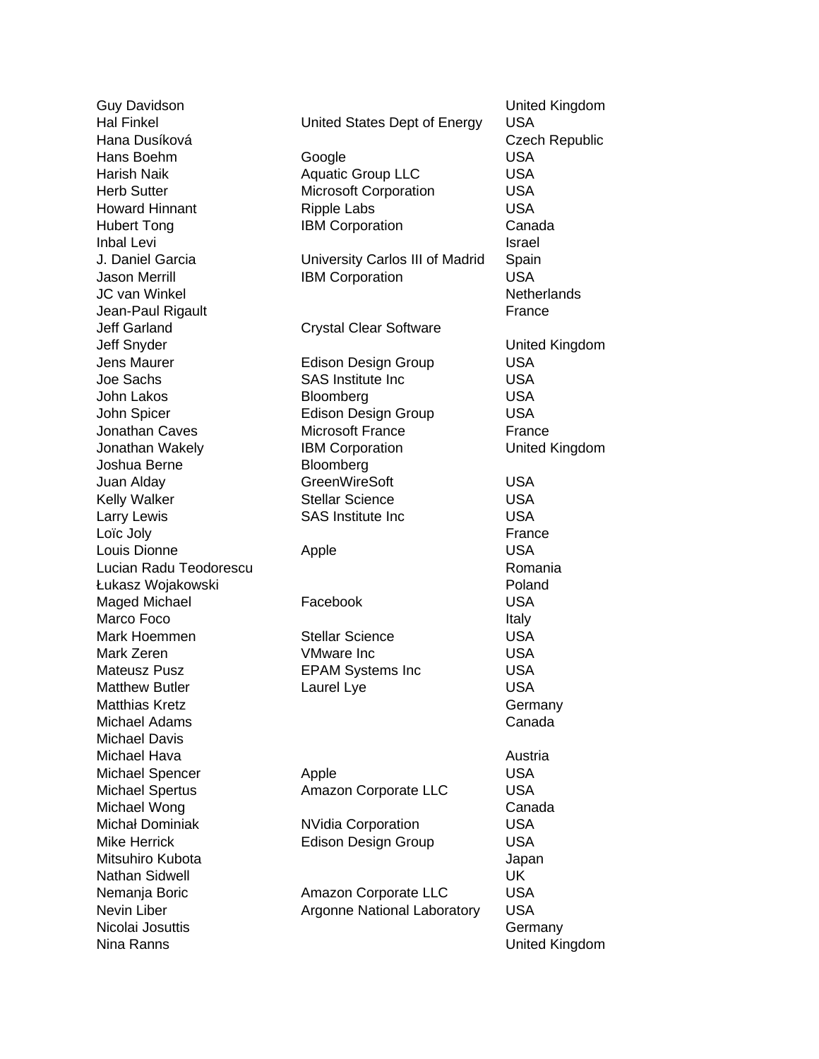| | | |
|---|---|---|
| Guy Davidson | | United Kingdom |
| Hal Finkel | United States Dept of Energy | USA |
| Hana Dusíková | | Czech Republic |
| Hans Boehm | Google | USA |
| Harish Naik | Aquatic Group LLC | USA |
| Herb Sutter | Microsoft Corporation | USA |
| Howard Hinnant | Ripple Labs | USA |
| Hubert Tong | IBM Corporation | Canada |
| Inbal Levi | | Israel |
| J. Daniel Garcia | University Carlos III of Madrid | Spain |
| Jason Merrill | IBM Corporation | USA |
| JC van Winkel | | Netherlands |
| Jean-Paul Rigault | | France |
| Jeff Garland | Crystal Clear Software | |
| Jeff Snyder | | United Kingdom |
| Jens Maurer | Edison Design Group | USA |
| Joe Sachs | SAS Institute Inc | USA |
| John Lakos | Bloomberg | USA |
| John Spicer | Edison Design Group | USA |
| Jonathan Caves | Microsoft France | France |
| Jonathan Wakely | IBM Corporation | United Kingdom |
| Joshua Berne | Bloomberg | |
| Juan Alday | GreenWireSoft | USA |
| Kelly Walker | Stellar Science | USA |
| Larry Lewis | SAS Institute Inc | USA |
| Loïc Joly | | France |
| Louis Dionne | Apple | USA |
| Lucian Radu Teodorescu | | Romania |
| Łukasz Wojakowski | | Poland |
| Maged Michael | Facebook | USA |
| Marco Foco | | Italy |
| Mark Hoemmen | Stellar Science | USA |
| Mark Zeren | VMware Inc | USA |
| Mateusz Pusz | EPAM Systems Inc | USA |
| Matthew Butler | Laurel Lye | USA |
| Matthias Kretz | | Germany |
| Michael Adams | | Canada |
| Michael Davis | | |
| Michael Hava | | Austria |
| Michael Spencer | Apple | USA |
| Michael Spertus | Amazon Corporate LLC | USA |
| Michael Wong | | Canada |
| Michał Dominiak | NVidia Corporation | USA |
| Mike Herrick | Edison Design Group | USA |
| Mitsuhiro Kubota | | Japan |
| Nathan Sidwell | | UK |
| Nemanja Boric | Amazon Corporate LLC | USA |
| Nevin Liber | Argonne National Laboratory | USA |
| Nicolai Josuttis | | Germany |
| Nina Ranns | | United Kingdom |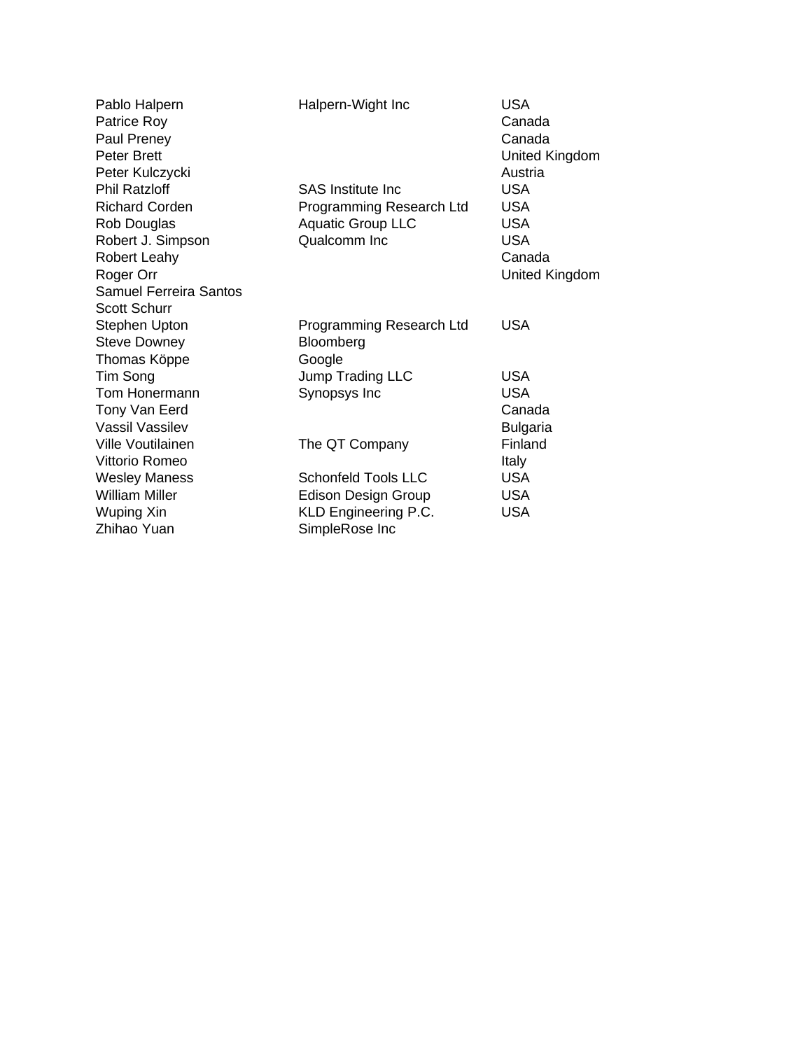| | | |
|---|---|---|
| Pablo Halpern | Halpern-Wight Inc | USA |
| Patrice Roy | | Canada |
| Paul Preney | | Canada |
| Peter Brett | | United Kingdom |
| Peter Kulczycki | | Austria |
| Phil Ratzloff | SAS Institute Inc | USA |
| Richard Corden | Programming Research Ltd | USA |
| Rob Douglas | Aquatic Group LLC | USA |
| Robert J. Simpson | Qualcomm Inc | USA |
| Robert Leahy | | Canada |
| Roger Orr | | United Kingdom |
| Samuel Ferreira Santos | | |
| Scott Schurr | | |
| Stephen Upton | Programming Research Ltd | USA |
| Steve Downey | Bloomberg | |
| Thomas Köppe | Google | |
| Tim Song | Jump Trading LLC | USA |
| Tom Honermann | Synopsys Inc | USA |
| Tony Van Eerd | | Canada |
| Vassil Vassilev | | Bulgaria |
| Ville Voutilainen | The QT Company | Finland |
| Vittorio Romeo | | Italy |
| Wesley Maness | Schonfeld Tools LLC | USA |
| William Miller | Edison Design Group | USA |
| Wuping Xin | KLD Engineering P.C. | USA |
| Zhihao Yuan | SimpleRose Inc | |